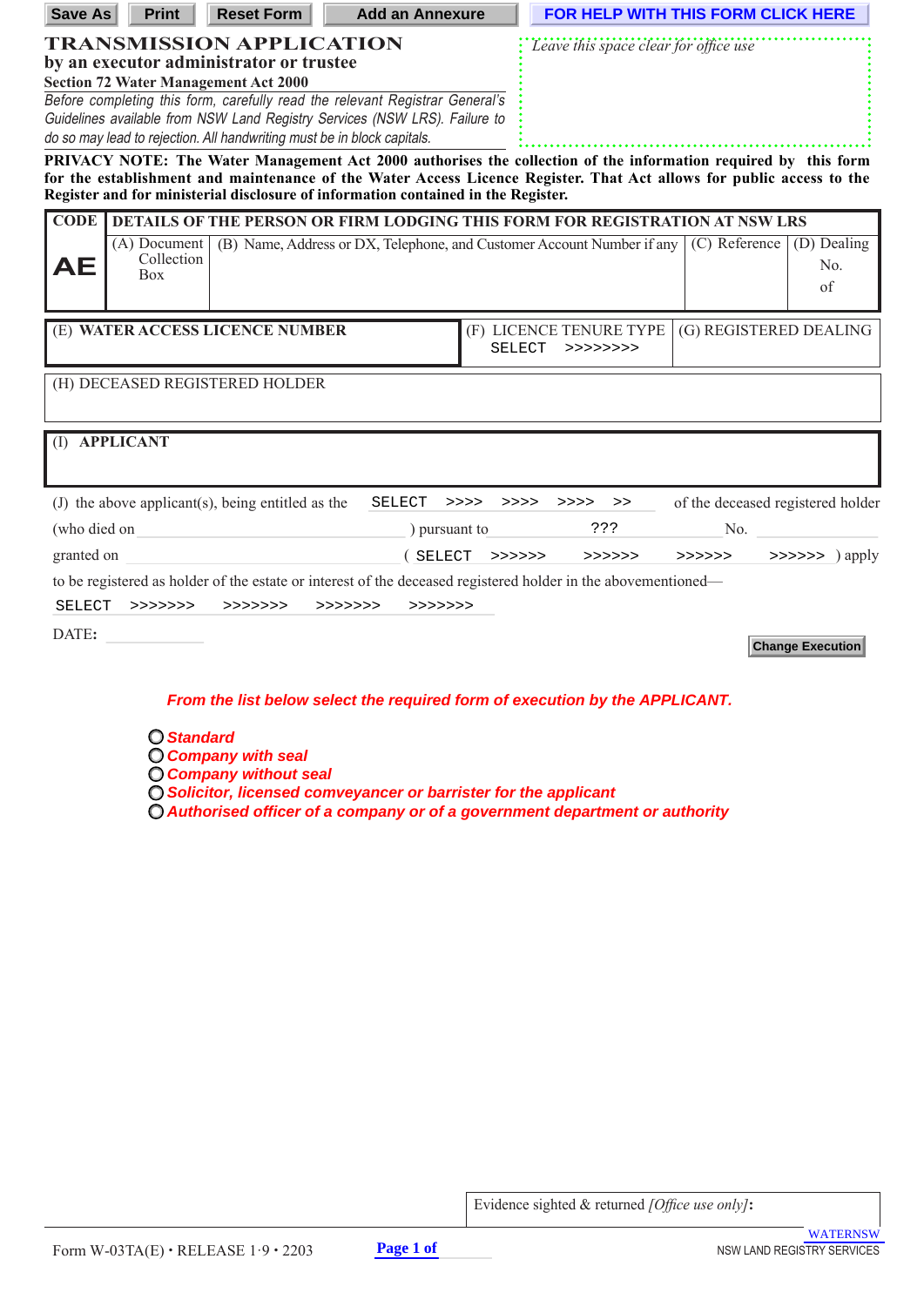Save As | Print | Reset Form | Add an Annexure | FOR HELP WITH THIS FORM CLICK HERE

# TRANSMISSION APPLICATION

## by an executor administrator or trustee

**Section 72 Water Management Act 2000**

*Before completing this form, carefully read the relevant Registrar General's Guidelines available from NSW Land Registry Services (NSW LRS). Failure to do so may lead to rejection. All handwriting must be in block capitals.*

*Leave this space clear for office use*

**PRIVACY NOTE: The Water Management Act 2000 authorises the collection of the information required by this form for the establishment and maintenance of the Water Access Licence Register. That Act allows for public access to the Register and for ministerial disclosure of information contained in the Register.**

| CODE | DETAILS OF THE PERSON OR FIRM LODGING THIS FORM FOR REGISTRATION AT NSW LRS | | | |
|---|---|---|---|---|
| AE | (A) Document Collection Box | (B) Name, Address or DX, Telephone, and Customer Account Number if any | (C) Reference | (D) Dealing No. of |

| (E) WATER ACCESS LICENCE NUMBER | (F) LICENCE TENURE TYPE SELECT >>>>>>>> | (G) REGISTERED DEALING |
|---|---|---|
| | | |

(H) DECEASED REGISTERED HOLDER

(I) APPLICANT

(J) the above applicant(s), being entitled as the SELECT >>>> >>>> >>>> >> of the deceased registered holder (who died on ______ ) pursuant to ??? No. ______ granted on ______ ( SELECT >>>>>> >>>>>> >>>>>> >>>>>> ) apply to be registered as holder of the estate or interest of the deceased registered holder in the abovementioned—

SELECT >>>>>>> >>>>>>> >>>>>>> >>>>>>>

DATE: ______

Change Execution

*From the list below select the required form of execution by the APPLICANT.*

- *Standard*
- *Company with seal*
- *Company without seal*
- *Solicitor, licensed comveyancer or barrister for the applicant*
- *Authorised officer of a company or of a government department or authority*

Evidence sighted & returned *[Office use only]*:

Form W-03TA(E) • RELEASE 1·9 • 2203

WATERNSW
NSW LAND REGISTRY SERVICES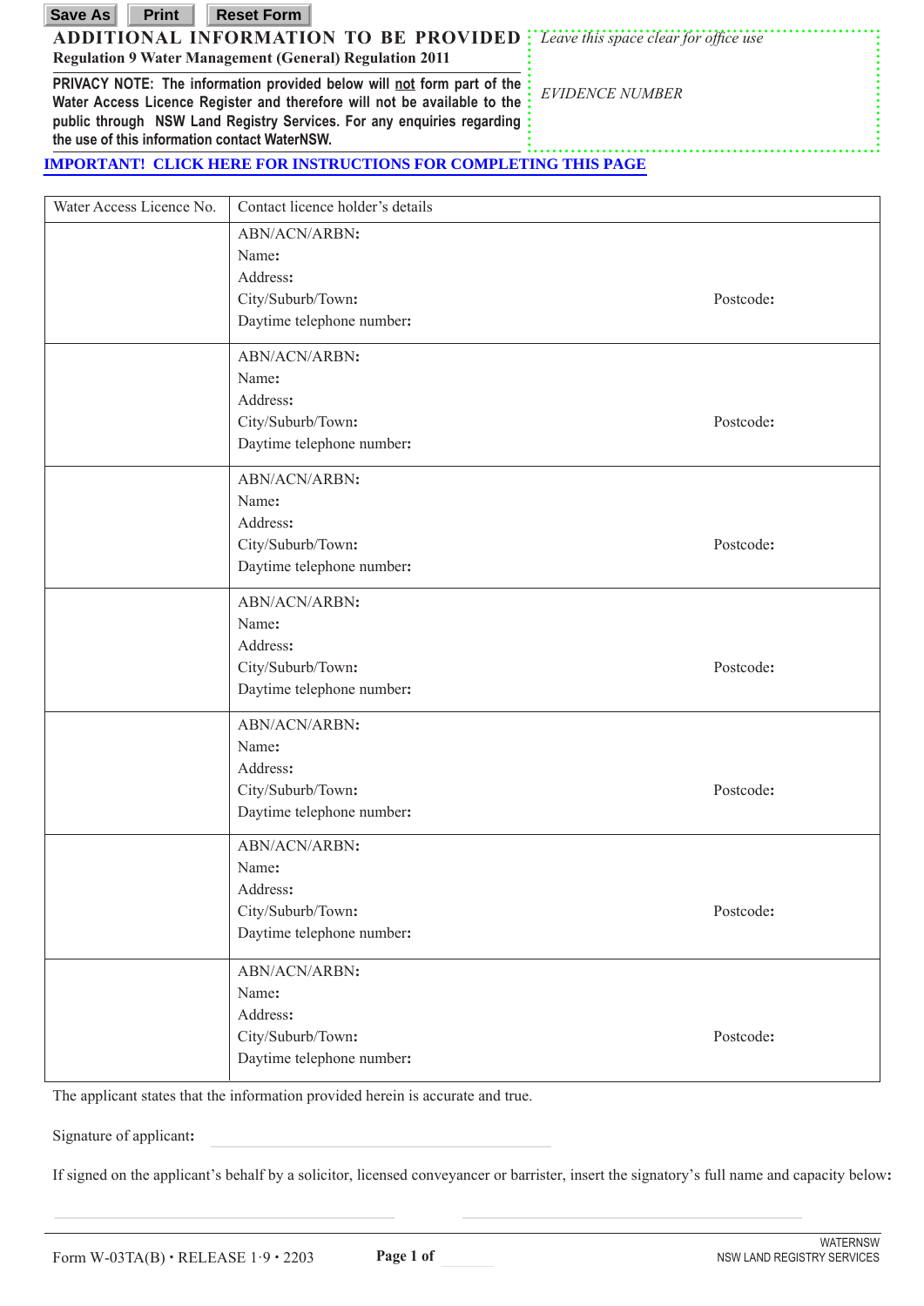Save As | Print | Reset Form

# ADDITIONAL INFORMATION TO BE PROVIDED

**Regulation 9 Water Management (General) Regulation 2011**

**PRIVACY NOTE: The information provided below will not form part of the Water Access Licence Register and therefore will not be available to the public through NSW Land Registry Services. For any enquiries regarding the use of this information contact WaterNSW.**

*Leave this space clear for office use*

*EVIDENCE NUMBER*

**IMPORTANT! CLICK HERE FOR INSTRUCTIONS FOR COMPLETING THIS PAGE**

| Water Access Licence No. | Contact licence holder's details |
|---|---|
| | ABN/ACN/ARBN:<br>Name:<br>Address:<br>City/Suburb/Town: Postcode:<br>Daytime telephone number: |
| | ABN/ACN/ARBN:<br>Name:<br>Address:<br>City/Suburb/Town: Postcode:<br>Daytime telephone number: |
| | ABN/ACN/ARBN:<br>Name:<br>Address:<br>City/Suburb/Town: Postcode:<br>Daytime telephone number: |
| | ABN/ACN/ARBN:<br>Name:<br>Address:<br>City/Suburb/Town: Postcode:<br>Daytime telephone number: |
| | ABN/ACN/ARBN:<br>Name:<br>Address:<br>City/Suburb/Town: Postcode:<br>Daytime telephone number: |
| | ABN/ACN/ARBN:<br>Name:<br>Address:<br>City/Suburb/Town: Postcode:<br>Daytime telephone number: |
| | ABN/ACN/ARBN:<br>Name:<br>Address:<br>City/Suburb/Town: Postcode:<br>Daytime telephone number: |

The applicant states that the information provided herein is accurate and true.

Signature of applicant:

If signed on the applicant's behalf by a solicitor, licensed conveyancer or barrister, insert the signatory's full name and capacity below:

Form W-03TA(B) • RELEASE 1·9 • 2203

**Page 1 of**

WATERNSW
NSW LAND REGISTRY SERVICES